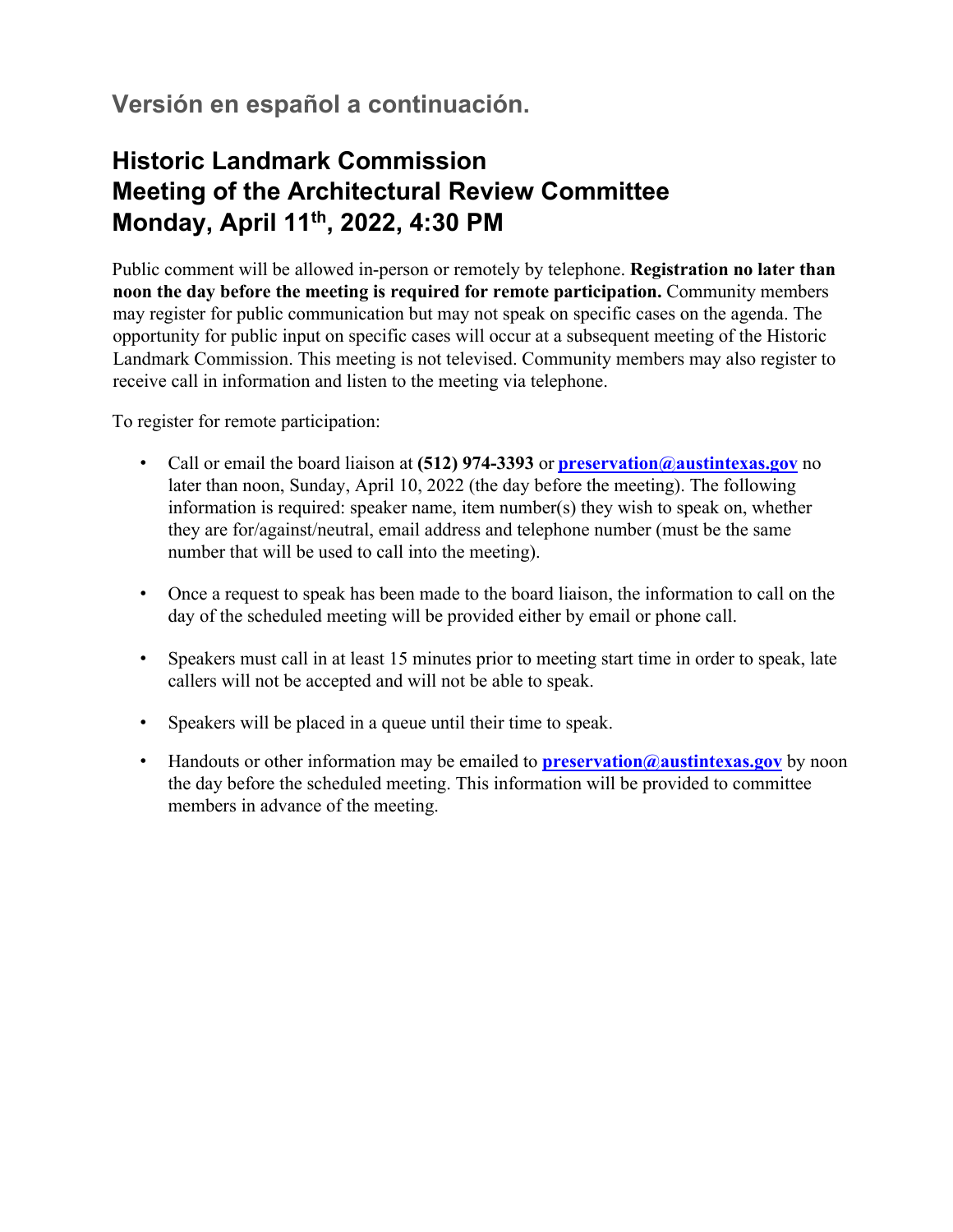## Versión en español a continuación.

# Historic Landmark Commission
# Meeting of the Architectural Review Committee
# Monday, April 11th, 2022, 4:30 PM

Public comment will be allowed in-person or remotely by telephone. **Registration no later than noon the day before the meeting is required for remote participation.** Community members may register for public communication but may not speak on specific cases on the agenda. The opportunity for public input on specific cases will occur at a subsequent meeting of the Historic Landmark Commission. This meeting is not televised. Community members may also register to receive call in information and listen to the meeting via telephone.

To register for remote participation:

- Call or email the board liaison at **(512) 974-3393** or **preservation@austintexas.gov** no later than noon, Sunday, April 10, 2022 (the day before the meeting). The following information is required: speaker name, item number(s) they wish to speak on, whether they are for/against/neutral, email address and telephone number (must be the same number that will be used to call into the meeting).

- Once a request to speak has been made to the board liaison, the information to call on the day of the scheduled meeting will be provided either by email or phone call.

- Speakers must call in at least 15 minutes prior to meeting start time in order to speak, late callers will not be accepted and will not be able to speak.

- Speakers will be placed in a queue until their time to speak.

- Handouts or other information may be emailed to **preservation@austintexas.gov** by noon the day before the scheduled meeting. This information will be provided to committee members in advance of the meeting.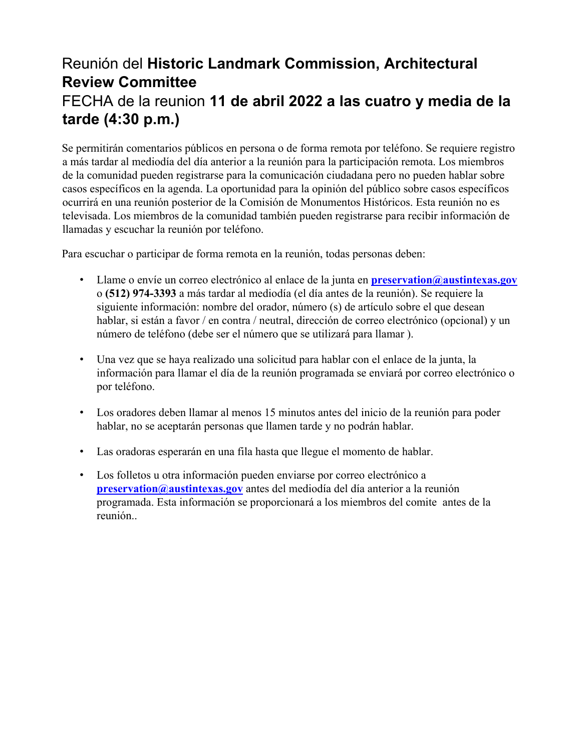# Reunión del **Historic Landmark Commission, Architectural Review Committee**

## FECHA de la reunion **11 de abril 2022 a las cuatro y media de la tarde (4:30 p.m.)**

Se permitirán comentarios públicos en persona o de forma remota por teléfono. Se requiere registro a más tardar al mediodía del día anterior a la reunión para la participación remota. Los miembros de la comunidad pueden registrarse para la comunicación ciudadana pero no pueden hablar sobre casos específicos en la agenda. La oportunidad para la opinión del público sobre casos específicos ocurrirá en una reunión posterior de la Comisión de Monumentos Históricos. Esta reunión no es televisada. Los miembros de la comunidad también pueden registrarse para recibir información de llamadas y escuchar la reunión por teléfono.

Para escuchar o participar de forma remota en la reunión, todas personas deben:

- Llame o envíe un correo electrónico al enlace de la junta en **preservation@austintexas.gov** o **(512) 974-3393** a más tardar al mediodía (el día antes de la reunión). Se requiere la siguiente información: nombre del orador, número (s) de artículo sobre el que desean hablar, si están a favor / en contra / neutral, dirección de correo electrónico (opcional) y un número de teléfono (debe ser el número que se utilizará para llamar ).

- Una vez que se haya realizado una solicitud para hablar con el enlace de la junta, la información para llamar el día de la reunión programada se enviará por correo electrónico o por teléfono.

- Los oradores deben llamar al menos 15 minutos antes del inicio de la reunión para poder hablar, no se aceptarán personas que llamen tarde y no podrán hablar.

- Las oradoras esperarán en una fila hasta que llegue el momento de hablar.

- Los folletos u otra información pueden enviarse por correo electrónico a **preservation@austintexas.gov** antes del mediodía del día anterior a la reunión programada. Esta información se proporcionará a los miembros del comite  antes de la reunión..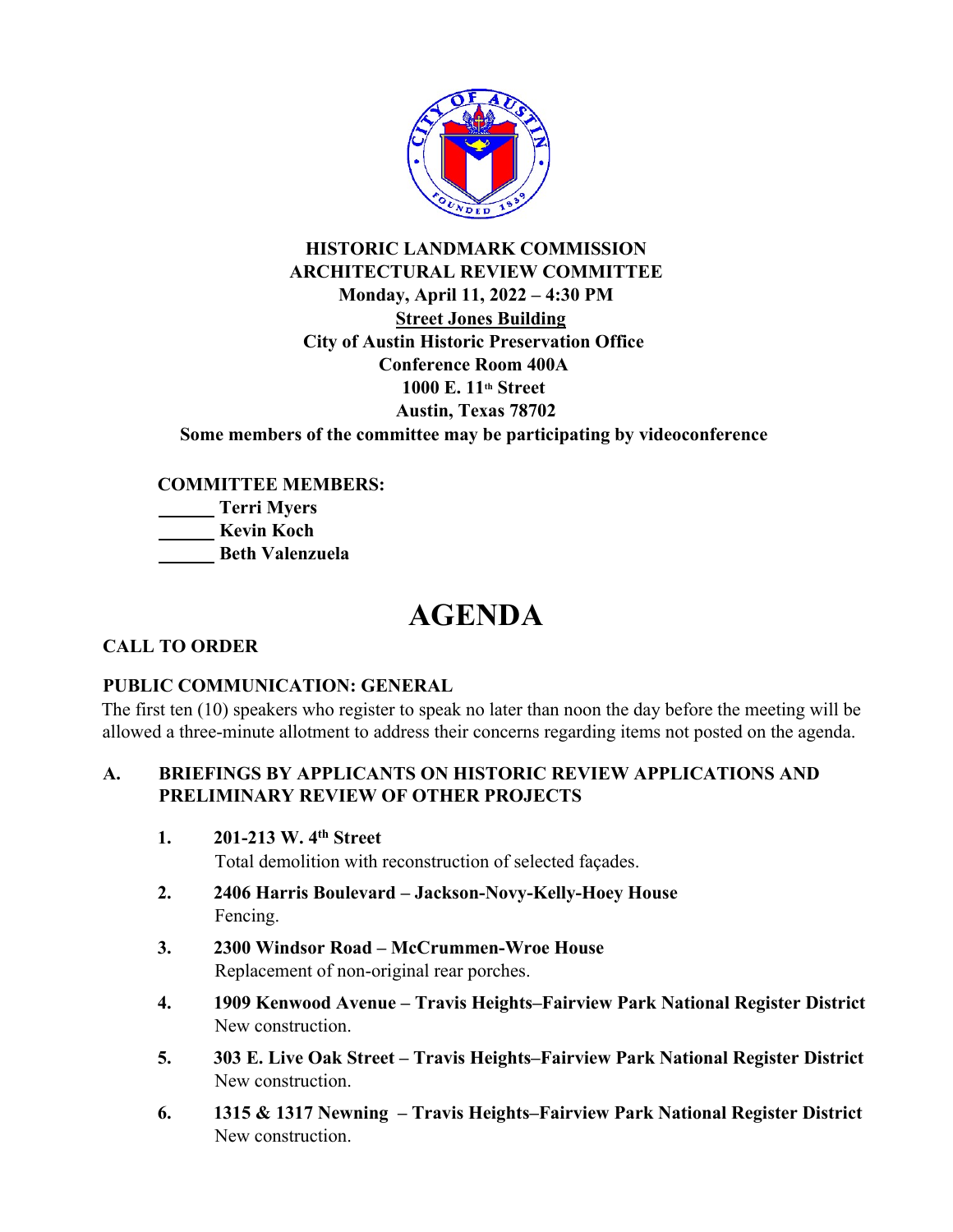**HISTORIC LANDMARK COMMISSION**
**ARCHITECTURAL REVIEW COMMITTEE**
**Monday, April 11, 2022 – 4:30 PM**
**Street Jones Building**
**City of Austin Historic Preservation Office**
**Conference Room 400A**
**1000 E. 11th Street**
**Austin, Texas 78702**
**Some members of the committee may be participating by videoconference**

**COMMITTEE MEMBERS:**

______ **Terri Myers**
______ **Kevin Koch**
______ **Beth Valenzuela**

# AGENDA

## CALL TO ORDER

## PUBLIC COMMUNICATION: GENERAL

The first ten (10) speakers who register to speak no later than noon the day before the meeting will be allowed a three-minute allotment to address their concerns regarding items not posted on the agenda.

## A. BRIEFINGS BY APPLICANTS ON HISTORIC REVIEW APPLICATIONS AND PRELIMINARY REVIEW OF OTHER PROJECTS

1. **201-213 W. 4th Street**
   Total demolition with reconstruction of selected façades.
2. **2406 Harris Boulevard – Jackson-Novy-Kelly-Hoey House**
   Fencing.
3. **2300 Windsor Road – McCrummen-Wroe House**
   Replacement of non-original rear porches.
4. **1909 Kenwood Avenue – Travis Heights–Fairview Park National Register District**
   New construction.
5. **303 E. Live Oak Street – Travis Heights–Fairview Park National Register District**
   New construction.
6. **1315 & 1317 Newning – Travis Heights–Fairview Park National Register District**
   New construction.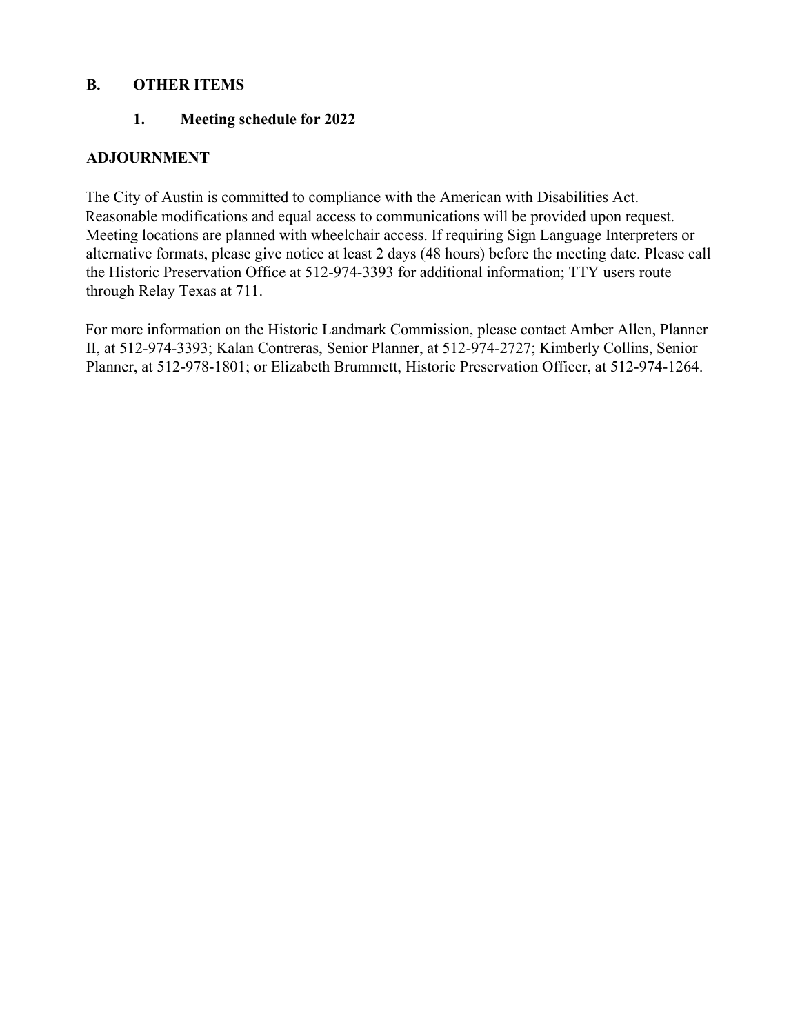**B. OTHER ITEMS**

**1. Meeting schedule for 2022**

**ADJOURNMENT**

The City of Austin is committed to compliance with the American with Disabilities Act. Reasonable modifications and equal access to communications will be provided upon request. Meeting locations are planned with wheelchair access. If requiring Sign Language Interpreters or alternative formats, please give notice at least 2 days (48 hours) before the meeting date. Please call the Historic Preservation Office at 512-974-3393 for additional information; TTY users route through Relay Texas at 711.

For more information on the Historic Landmark Commission, please contact Amber Allen, Planner II, at 512-974-3393; Kalan Contreras, Senior Planner, at 512-974-2727; Kimberly Collins, Senior Planner, at 512-978-1801; or Elizabeth Brummett, Historic Preservation Officer, at 512-974-1264.